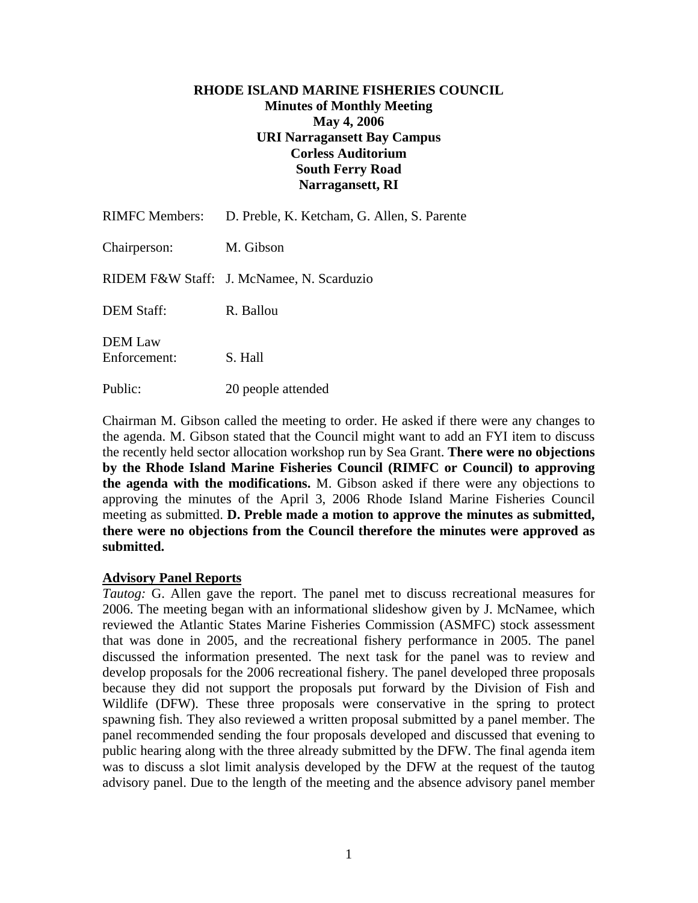**RHODE ISLAND MARINE FISHERIES COUNCIL**
**Minutes of Monthly Meeting**
**May 4, 2006**
**URI Narragansett Bay Campus**
**Corless Auditorium**
**South Ferry Road**
**Narragansett, RI**

| | |
|---|---|
| RIMFC Members: | D. Preble, K. Ketcham, G. Allen, S. Parente |
| Chairperson: | M. Gibson |
| RIDEM F&W Staff: | J. McNamee, N. Scarduzio |
| DEM Staff: | R. Ballou |
| DEM Law Enforcement: | S. Hall |
| Public: | 20 people attended |

Chairman M. Gibson called the meeting to order. He asked if there were any changes to the agenda. M. Gibson stated that the Council might want to add an FYI item to discuss the recently held sector allocation workshop run by Sea Grant. **There were no objections by the Rhode Island Marine Fisheries Council (RIMFC or Council) to approving the agenda with the modifications.** M. Gibson asked if there were any objections to approving the minutes of the April 3, 2006 Rhode Island Marine Fisheries Council meeting as submitted. **D. Preble made a motion to approve the minutes as submitted, there were no objections from the Council therefore the minutes were approved as submitted.**

**Advisory Panel Reports**

*Tautog:* G. Allen gave the report. The panel met to discuss recreational measures for 2006. The meeting began with an informational slideshow given by J. McNamee, which reviewed the Atlantic States Marine Fisheries Commission (ASMFC) stock assessment that was done in 2005, and the recreational fishery performance in 2005. The panel discussed the information presented. The next task for the panel was to review and develop proposals for the 2006 recreational fishery. The panel developed three proposals because they did not support the proposals put forward by the Division of Fish and Wildlife (DFW). These three proposals were conservative in the spring to protect spawning fish. They also reviewed a written proposal submitted by a panel member. The panel recommended sending the four proposals developed and discussed that evening to public hearing along with the three already submitted by the DFW. The final agenda item was to discuss a slot limit analysis developed by the DFW at the request of the tautog advisory panel. Due to the length of the meeting and the absence advisory panel member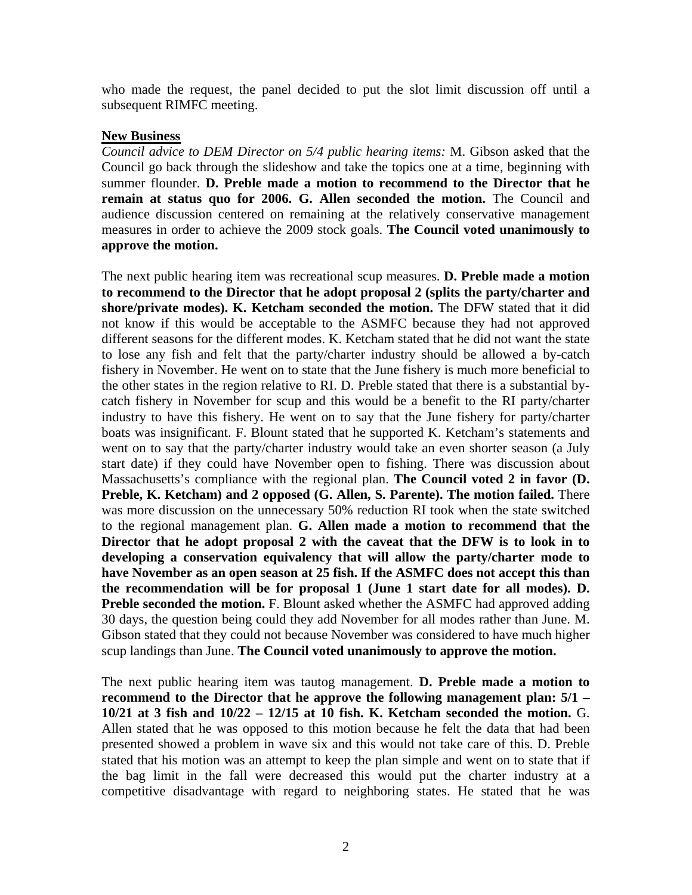who made the request, the panel decided to put the slot limit discussion off until a subsequent RIMFC meeting.

**New Business**

*Council advice to DEM Director on 5/4 public hearing items:* M. Gibson asked that the Council go back through the slideshow and take the topics one at a time, beginning with summer flounder. **D. Preble made a motion to recommend to the Director that he remain at status quo for 2006. G. Allen seconded the motion.** The Council and audience discussion centered on remaining at the relatively conservative management measures in order to achieve the 2009 stock goals. **The Council voted unanimously to approve the motion.**

The next public hearing item was recreational scup measures. **D. Preble made a motion to recommend to the Director that he adopt proposal 2 (splits the party/charter and shore/private modes). K. Ketcham seconded the motion.** The DFW stated that it did not know if this would be acceptable to the ASMFC because they had not approved different seasons for the different modes. K. Ketcham stated that he did not want the state to lose any fish and felt that the party/charter industry should be allowed a by-catch fishery in November. He went on to state that the June fishery is much more beneficial to the other states in the region relative to RI. D. Preble stated that there is a substantial by-catch fishery in November for scup and this would be a benefit to the RI party/charter industry to have this fishery. He went on to say that the June fishery for party/charter boats was insignificant. F. Blount stated that he supported K. Ketcham's statements and went on to say that the party/charter industry would take an even shorter season (a July start date) if they could have November open to fishing. There was discussion about Massachusetts's compliance with the regional plan. **The Council voted 2 in favor (D. Preble, K. Ketcham) and 2 opposed (G. Allen, S. Parente). The motion failed.** There was more discussion on the unnecessary 50% reduction RI took when the state switched to the regional management plan. **G. Allen made a motion to recommend that the Director that he adopt proposal 2 with the caveat that the DFW is to look in to developing a conservation equivalency that will allow the party/charter mode to have November as an open season at 25 fish. If the ASMFC does not accept this than the recommendation will be for proposal 1 (June 1 start date for all modes). D. Preble seconded the motion.** F. Blount asked whether the ASMFC had approved adding 30 days, the question being could they add November for all modes rather than June. M. Gibson stated that they could not because November was considered to have much higher scup landings than June. **The Council voted unanimously to approve the motion.**

The next public hearing item was tautog management. **D. Preble made a motion to recommend to the Director that he approve the following management plan: 5/1 – 10/21 at 3 fish and 10/22 – 12/15 at 10 fish. K. Ketcham seconded the motion.** G. Allen stated that he was opposed to this motion because he felt the data that had been presented showed a problem in wave six and this would not take care of this. D. Preble stated that his motion was an attempt to keep the plan simple and went on to state that if the bag limit in the fall were decreased this would put the charter industry at a competitive disadvantage with regard to neighboring states. He stated that he was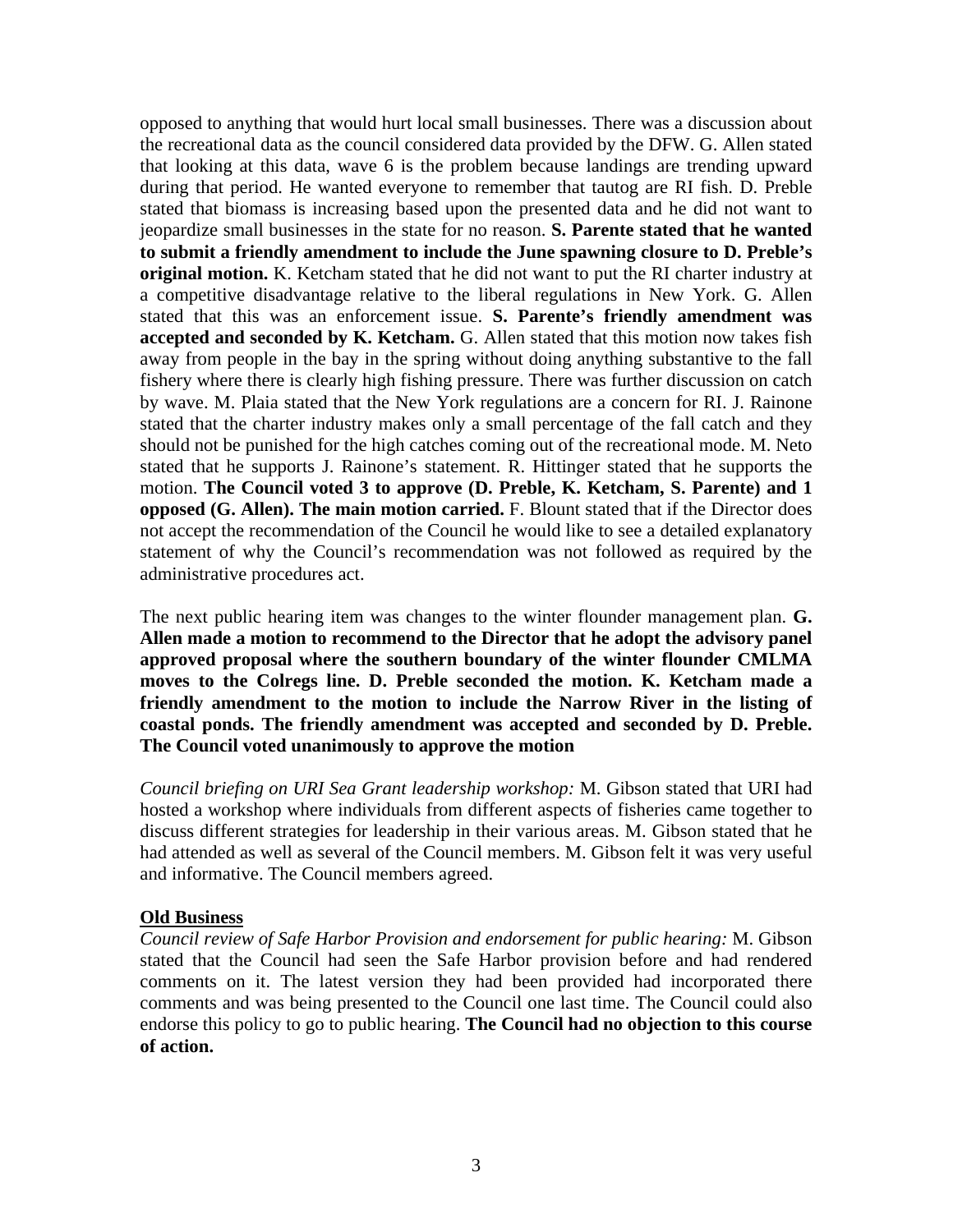opposed to anything that would hurt local small businesses. There was a discussion about the recreational data as the council considered data provided by the DFW. G. Allen stated that looking at this data, wave 6 is the problem because landings are trending upward during that period. He wanted everyone to remember that tautog are RI fish. D. Preble stated that biomass is increasing based upon the presented data and he did not want to jeopardize small businesses in the state for no reason. **S. Parente stated that he wanted to submit a friendly amendment to include the June spawning closure to D. Preble's original motion.** K. Ketcham stated that he did not want to put the RI charter industry at a competitive disadvantage relative to the liberal regulations in New York. G. Allen stated that this was an enforcement issue. **S. Parente's friendly amendment was accepted and seconded by K. Ketcham.** G. Allen stated that this motion now takes fish away from people in the bay in the spring without doing anything substantive to the fall fishery where there is clearly high fishing pressure. There was further discussion on catch by wave. M. Plaia stated that the New York regulations are a concern for RI. J. Rainone stated that the charter industry makes only a small percentage of the fall catch and they should not be punished for the high catches coming out of the recreational mode. M. Neto stated that he supports J. Rainone's statement. R. Hittinger stated that he supports the motion. **The Council voted 3 to approve (D. Preble, K. Ketcham, S. Parente) and 1 opposed (G. Allen). The main motion carried.** F. Blount stated that if the Director does not accept the recommendation of the Council he would like to see a detailed explanatory statement of why the Council's recommendation was not followed as required by the administrative procedures act.

The next public hearing item was changes to the winter flounder management plan. **G. Allen made a motion to recommend to the Director that he adopt the advisory panel approved proposal where the southern boundary of the winter flounder CMLMA moves to the Colregs line. D. Preble seconded the motion. K. Ketcham made a friendly amendment to the motion to include the Narrow River in the listing of coastal ponds. The friendly amendment was accepted and seconded by D. Preble. The Council voted unanimously to approve the motion**

*Council briefing on URI Sea Grant leadership workshop:* M. Gibson stated that URI had hosted a workshop where individuals from different aspects of fisheries came together to discuss different strategies for leadership in their various areas. M. Gibson stated that he had attended as well as several of the Council members. M. Gibson felt it was very useful and informative. The Council members agreed.

**Old Business**

*Council review of Safe Harbor Provision and endorsement for public hearing:* M. Gibson stated that the Council had seen the Safe Harbor provision before and had rendered comments on it. The latest version they had been provided had incorporated there comments and was being presented to the Council one last time. The Council could also endorse this policy to go to public hearing. **The Council had no objection to this course of action.**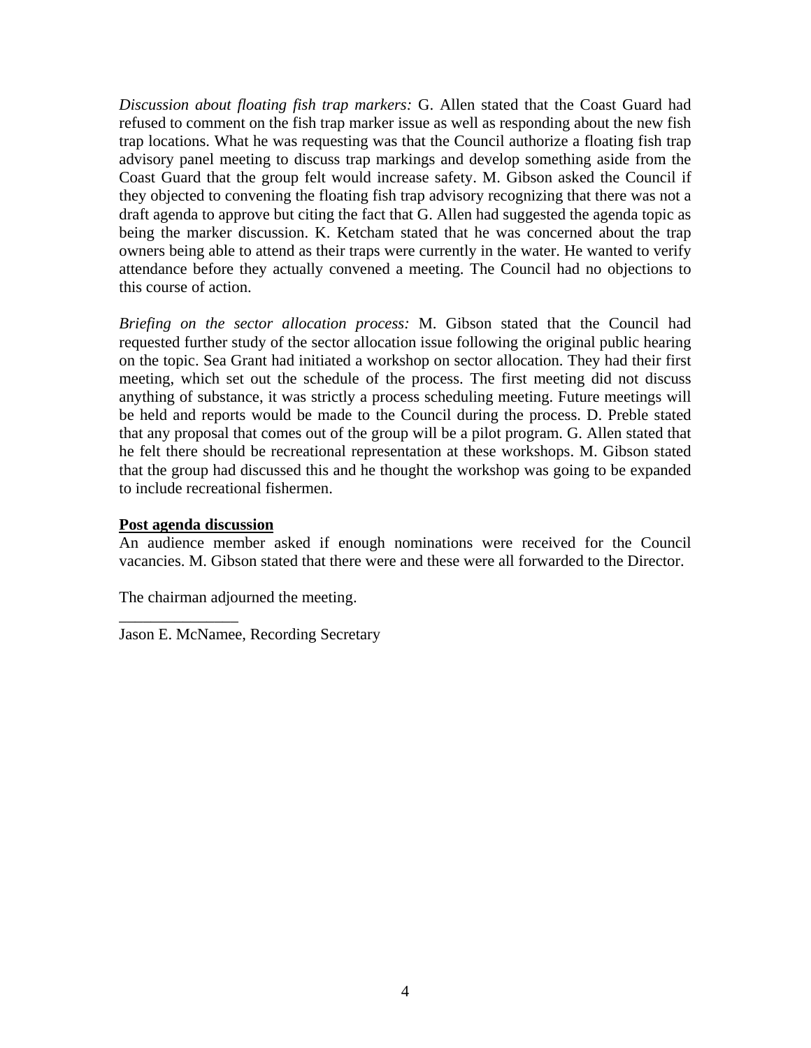*Discussion about floating fish trap markers:* G. Allen stated that the Coast Guard had refused to comment on the fish trap marker issue as well as responding about the new fish trap locations. What he was requesting was that the Council authorize a floating fish trap advisory panel meeting to discuss trap markings and develop something aside from the Coast Guard that the group felt would increase safety. M. Gibson asked the Council if they objected to convening the floating fish trap advisory recognizing that there was not a draft agenda to approve but citing the fact that G. Allen had suggested the agenda topic as being the marker discussion. K. Ketcham stated that he was concerned about the trap owners being able to attend as their traps were currently in the water. He wanted to verify attendance before they actually convened a meeting. The Council had no objections to this course of action.

*Briefing on the sector allocation process:* M. Gibson stated that the Council had requested further study of the sector allocation issue following the original public hearing on the topic. Sea Grant had initiated a workshop on sector allocation. They had their first meeting, which set out the schedule of the process. The first meeting did not discuss anything of substance, it was strictly a process scheduling meeting. Future meetings will be held and reports would be made to the Council during the process. D. Preble stated that any proposal that comes out of the group will be a pilot program. G. Allen stated that he felt there should be recreational representation at these workshops. M. Gibson stated that the group had discussed this and he thought the workshop was going to be expanded to include recreational fishermen.

**<u>Post agenda discussion</u>**

An audience member asked if enough nominations were received for the Council vacancies. M. Gibson stated that there were and these were all forwarded to the Director.

The chairman adjourned the meeting.

_______________

Jason E. McNamee, Recording Secretary